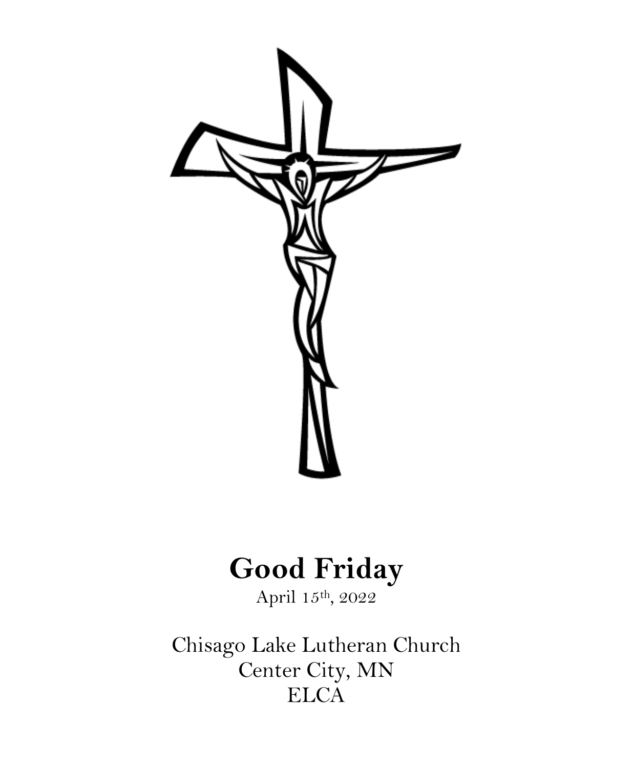# Good Friday

April 15th, 2022

Chisago Lake Lutheran Church
Center City, MN
ELCA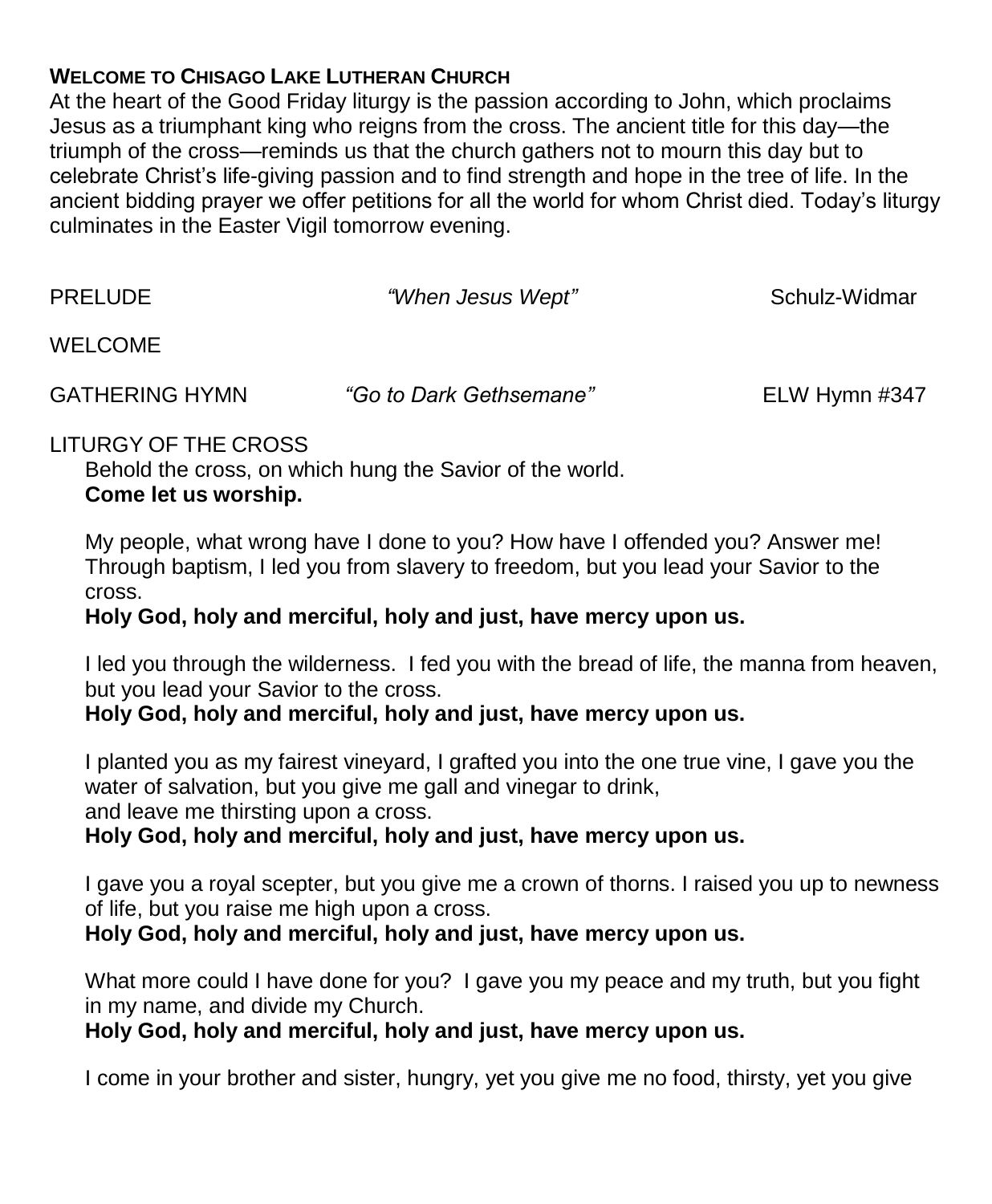**WELCOME TO CHISAGO LAKE LUTHERAN CHURCH**

At the heart of the Good Friday liturgy is the passion according to John, which proclaims Jesus as a triumphant king who reigns from the cross. The ancient title for this day—the triumph of the cross—reminds us that the church gathers not to mourn this day but to celebrate Christ's life-giving passion and to find strength and hope in the tree of life. In the ancient bidding prayer we offer petitions for all the world for whom Christ died. Today's liturgy culminates in the Easter Vigil tomorrow evening.

PRELUDE *"When Jesus Wept"* Schulz-Widmar

WELCOME

GATHERING HYMN *"Go to Dark Gethsemane"* ELW Hymn #347

LITURGY OF THE CROSS

Behold the cross, on which hung the Savior of the world.
**Come let us worship.**

My people, what wrong have I done to you? How have I offended you? Answer me! Through baptism, I led you from slavery to freedom, but you lead your Savior to the cross.
**Holy God, holy and merciful, holy and just, have mercy upon us.**

I led you through the wilderness. I fed you with the bread of life, the manna from heaven, but you lead your Savior to the cross.
**Holy God, holy and merciful, holy and just, have mercy upon us.**

I planted you as my fairest vineyard, I grafted you into the one true vine, I gave you the water of salvation, but you give me gall and vinegar to drink,
and leave me thirsting upon a cross.
**Holy God, holy and merciful, holy and just, have mercy upon us.**

I gave you a royal scepter, but you give me a crown of thorns. I raised you up to newness of life, but you raise me high upon a cross.
**Holy God, holy and merciful, holy and just, have mercy upon us.**

What more could I have done for you? I gave you my peace and my truth, but you fight in my name, and divide my Church.
**Holy God, holy and merciful, holy and just, have mercy upon us.**

I come in your brother and sister, hungry, yet you give me no food, thirsty, yet you give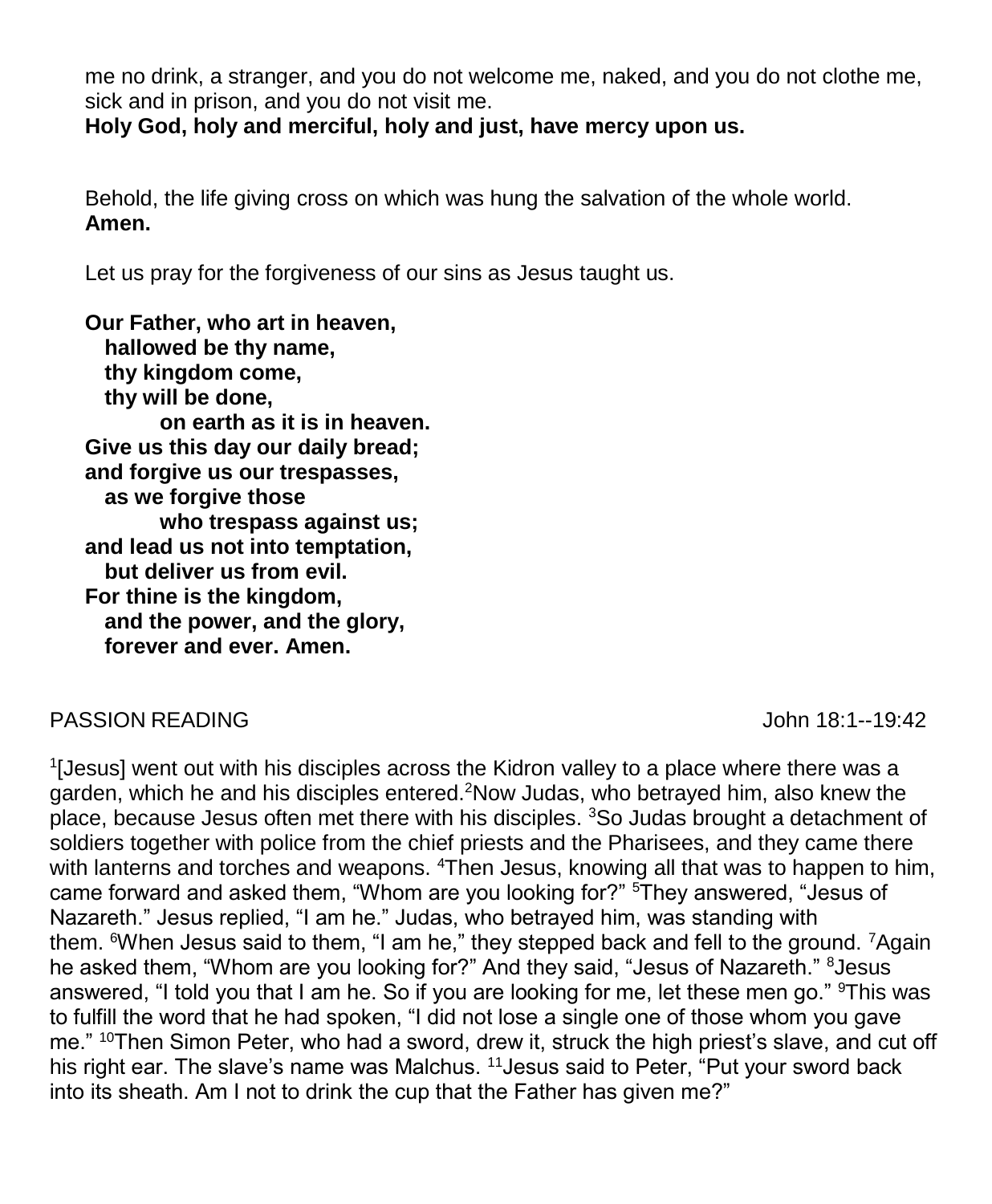me no drink, a stranger, and you do not welcome me, naked, and you do not clothe me, sick and in prison, and you do not visit me.
**Holy God, holy and merciful, holy and just, have mercy upon us.**

Behold, the life giving cross on which was hung the salvation of the whole world.
**Amen.**

Let us pray for the forgiveness of our sins as Jesus taught us.

**Our Father, who art in heaven,**
**hallowed be thy name,**
**thy kingdom come,**
**thy will be done,**
**on earth as it is in heaven.**
**Give us this day our daily bread;**
**and forgive us our trespasses,**
**as we forgive those**
**who trespass against us;**
**and lead us not into temptation,**
**but deliver us from evil.**
**For thine is the kingdom,**
**and the power, and the glory,**
**forever and ever. Amen.**

PASSION READING John 18:1--19:42

[1][Jesus] went out with his disciples across the Kidron valley to a place where there was a garden, which he and his disciples entered.[2]Now Judas, who betrayed him, also knew the place, because Jesus often met there with his disciples. [3]So Judas brought a detachment of soldiers together with police from the chief priests and the Pharisees, and they came there with lanterns and torches and weapons. [4]Then Jesus, knowing all that was to happen to him, came forward and asked them, "Whom are you looking for?" [5]They answered, "Jesus of Nazareth." Jesus replied, "I am he." Judas, who betrayed him, was standing with them. [6]When Jesus said to them, "I am he," they stepped back and fell to the ground. [7]Again he asked them, "Whom are you looking for?" And they said, "Jesus of Nazareth." [8]Jesus answered, "I told you that I am he. So if you are looking for me, let these men go." [9]This was to fulfill the word that he had spoken, "I did not lose a single one of those whom you gave me." [10]Then Simon Peter, who had a sword, drew it, struck the high priest's slave, and cut off his right ear. The slave's name was Malchus. [11]Jesus said to Peter, "Put your sword back into its sheath. Am I not to drink the cup that the Father has given me?"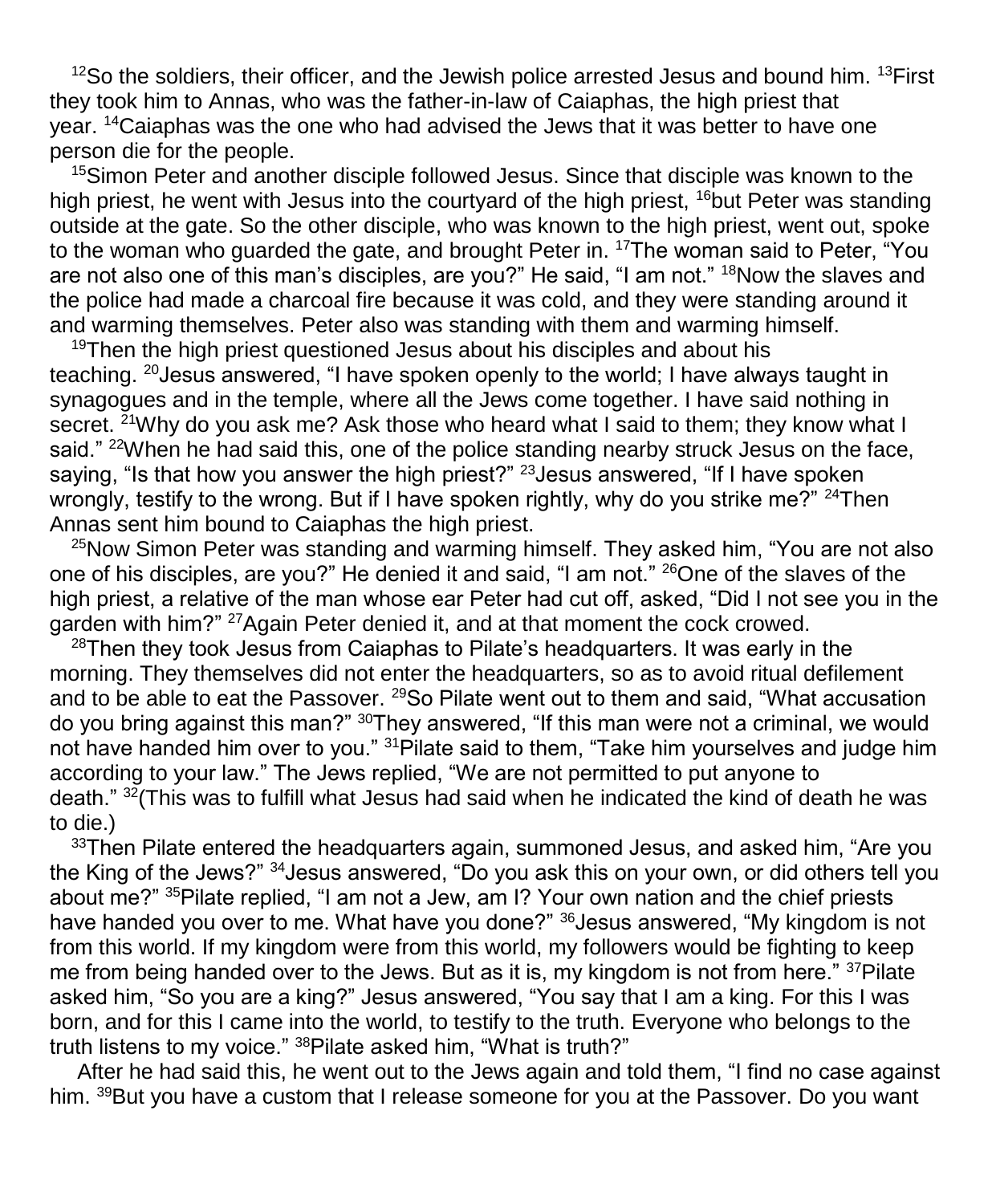[12]So the soldiers, their officer, and the Jewish police arrested Jesus and bound him. [13]First they took him to Annas, who was the father-in-law of Caiaphas, the high priest that year. [14]Caiaphas was the one who had advised the Jews that it was better to have one person die for the people.

[15]Simon Peter and another disciple followed Jesus. Since that disciple was known to the high priest, he went with Jesus into the courtyard of the high priest, [16]but Peter was standing outside at the gate. So the other disciple, who was known to the high priest, went out, spoke to the woman who guarded the gate, and brought Peter in. [17]The woman said to Peter, "You are not also one of this man's disciples, are you?" He said, "I am not." [18]Now the slaves and the police had made a charcoal fire because it was cold, and they were standing around it and warming themselves. Peter also was standing with them and warming himself.

[19]Then the high priest questioned Jesus about his disciples and about his teaching. [20]Jesus answered, "I have spoken openly to the world; I have always taught in synagogues and in the temple, where all the Jews come together. I have said nothing in secret. [21]Why do you ask me? Ask those who heard what I said to them; they know what I said." [22]When he had said this, one of the police standing nearby struck Jesus on the face, saying, "Is that how you answer the high priest?" [23]Jesus answered, "If I have spoken wrongly, testify to the wrong. But if I have spoken rightly, why do you strike me?" [24]Then Annas sent him bound to Caiaphas the high priest.

[25]Now Simon Peter was standing and warming himself. They asked him, "You are not also one of his disciples, are you?" He denied it and said, "I am not." [26]One of the slaves of the high priest, a relative of the man whose ear Peter had cut off, asked, "Did I not see you in the garden with him?" [27]Again Peter denied it, and at that moment the cock crowed.

[28]Then they took Jesus from Caiaphas to Pilate's headquarters. It was early in the morning. They themselves did not enter the headquarters, so as to avoid ritual defilement and to be able to eat the Passover. [29]So Pilate went out to them and said, "What accusation do you bring against this man?" [30]They answered, "If this man were not a criminal, we would not have handed him over to you." [31]Pilate said to them, "Take him yourselves and judge him according to your law." The Jews replied, "We are not permitted to put anyone to death." [32](This was to fulfill what Jesus had said when he indicated the kind of death he was to die.)

[33]Then Pilate entered the headquarters again, summoned Jesus, and asked him, "Are you the King of the Jews?" [34]Jesus answered, "Do you ask this on your own, or did others tell you about me?" [35]Pilate replied, "I am not a Jew, am I? Your own nation and the chief priests have handed you over to me. What have you done?" [36]Jesus answered, "My kingdom is not from this world. If my kingdom were from this world, my followers would be fighting to keep me from being handed over to the Jews. But as it is, my kingdom is not from here." [37]Pilate asked him, "So you are a king?" Jesus answered, "You say that I am a king. For this I was born, and for this I came into the world, to testify to the truth. Everyone who belongs to the truth listens to my voice." [38]Pilate asked him, "What is truth?"

After he had said this, he went out to the Jews again and told them, "I find no case against him. [39]But you have a custom that I release someone for you at the Passover. Do you want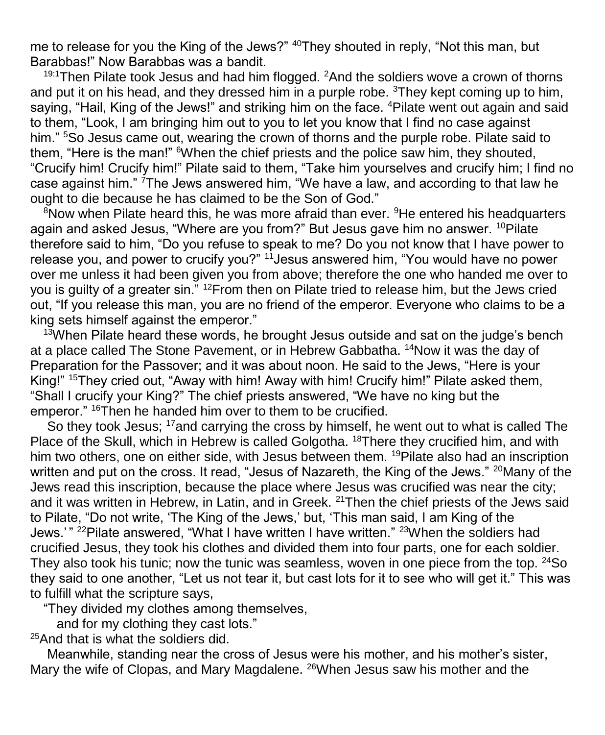me to release for you the King of the Jews?" [40]They shouted in reply, "Not this man, but Barabbas!" Now Barabbas was a bandit.

[19:1]Then Pilate took Jesus and had him flogged. [2]And the soldiers wove a crown of thorns and put it on his head, and they dressed him in a purple robe. [3]They kept coming up to him, saying, "Hail, King of the Jews!" and striking him on the face. [4]Pilate went out again and said to them, "Look, I am bringing him out to you to let you know that I find no case against him." [5]So Jesus came out, wearing the crown of thorns and the purple robe. Pilate said to them, "Here is the man!" [6]When the chief priests and the police saw him, they shouted, "Crucify him! Crucify him!" Pilate said to them, "Take him yourselves and crucify him; I find no case against him." [7]The Jews answered him, "We have a law, and according to that law he ought to die because he has claimed to be the Son of God."

[8]Now when Pilate heard this, he was more afraid than ever. [9]He entered his headquarters again and asked Jesus, "Where are you from?" But Jesus gave him no answer. [10]Pilate therefore said to him, "Do you refuse to speak to me? Do you not know that I have power to release you, and power to crucify you?" [11]Jesus answered him, "You would have no power over me unless it had been given you from above; therefore the one who handed me over to you is guilty of a greater sin." [12]From then on Pilate tried to release him, but the Jews cried out, "If you release this man, you are no friend of the emperor. Everyone who claims to be a king sets himself against the emperor."

[13]When Pilate heard these words, he brought Jesus outside and sat on the judge's bench at a place called The Stone Pavement, or in Hebrew Gabbatha. [14]Now it was the day of Preparation for the Passover; and it was about noon. He said to the Jews, "Here is your King!" [15]They cried out, "Away with him! Away with him! Crucify him!" Pilate asked them, "Shall I crucify your King?" The chief priests answered, "We have no king but the emperor." [16]Then he handed him over to them to be crucified.

So they took Jesus; [17]and carrying the cross by himself, he went out to what is called The Place of the Skull, which in Hebrew is called Golgotha. [18]There they crucified him, and with him two others, one on either side, with Jesus between them. [19]Pilate also had an inscription written and put on the cross. It read, "Jesus of Nazareth, the King of the Jews." [20]Many of the Jews read this inscription, because the place where Jesus was crucified was near the city; and it was written in Hebrew, in Latin, and in Greek. [21]Then the chief priests of the Jews said to Pilate, "Do not write, 'The King of the Jews,' but, 'This man said, I am King of the Jews.' " [22]Pilate answered, "What I have written I have written." [23]When the soldiers had crucified Jesus, they took his clothes and divided them into four parts, one for each soldier. They also took his tunic; now the tunic was seamless, woven in one piece from the top. [24]So they said to one another, "Let us not tear it, but cast lots for it to see who will get it." This was to fulfill what the scripture says,

"They divided my clothes among themselves,
and for my clothing they cast lots."

[25]And that is what the soldiers did.

Meanwhile, standing near the cross of Jesus were his mother, and his mother's sister, Mary the wife of Clopas, and Mary Magdalene. [26]When Jesus saw his mother and the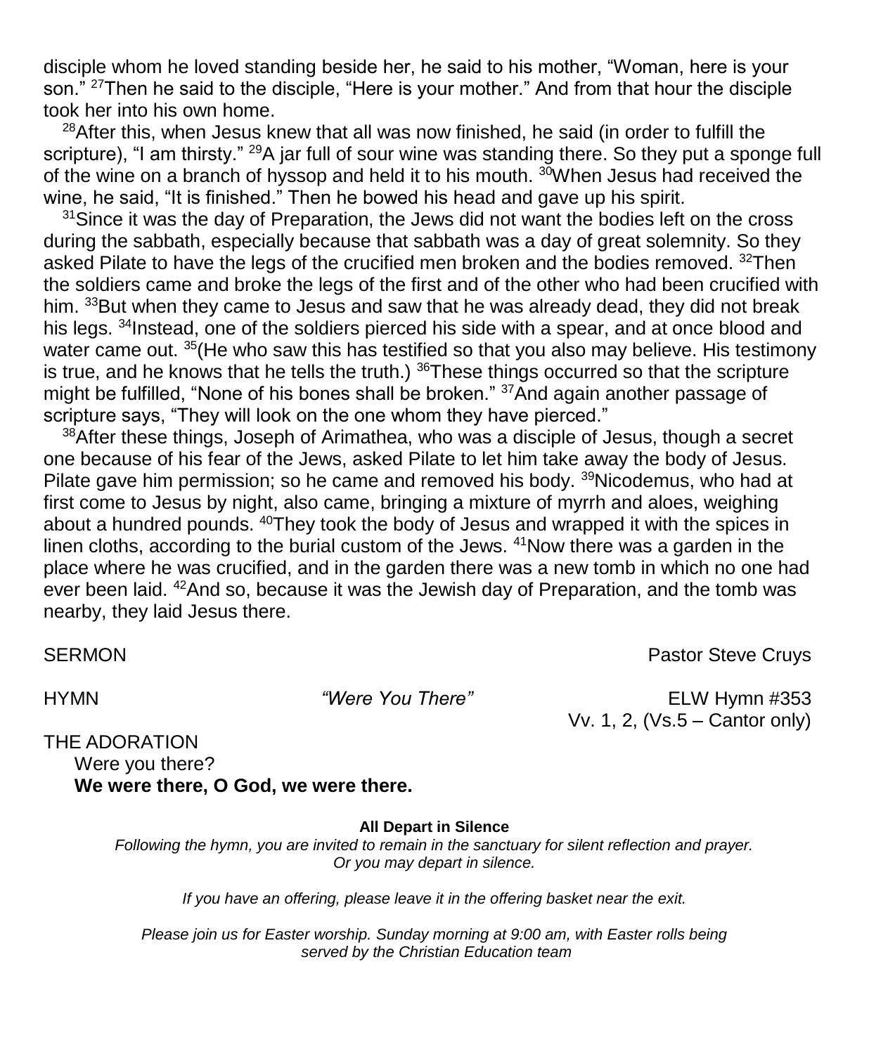disciple whom he loved standing beside her, he said to his mother, "Woman, here is your son." [27]Then he said to the disciple, "Here is your mother." And from that hour the disciple took her into his own home.

[28]After this, when Jesus knew that all was now finished, he said (in order to fulfill the scripture), "I am thirsty." [29]A jar full of sour wine was standing there. So they put a sponge full of the wine on a branch of hyssop and held it to his mouth. [30]When Jesus had received the wine, he said, "It is finished." Then he bowed his head and gave up his spirit.

[31]Since it was the day of Preparation, the Jews did not want the bodies left on the cross during the sabbath, especially because that sabbath was a day of great solemnity. So they asked Pilate to have the legs of the crucified men broken and the bodies removed. [32]Then the soldiers came and broke the legs of the first and of the other who had been crucified with him. [33]But when they came to Jesus and saw that he was already dead, they did not break his legs. [34]Instead, one of the soldiers pierced his side with a spear, and at once blood and water came out. [35](He who saw this has testified so that you also may believe. His testimony is true, and he knows that he tells the truth.) [36]These things occurred so that the scripture might be fulfilled, "None of his bones shall be broken." [37]And again another passage of scripture says, "They will look on the one whom they have pierced."

[38]After these things, Joseph of Arimathea, who was a disciple of Jesus, though a secret one because of his fear of the Jews, asked Pilate to let him take away the body of Jesus. Pilate gave him permission; so he came and removed his body. [39]Nicodemus, who had at first come to Jesus by night, also came, bringing a mixture of myrrh and aloes, weighing about a hundred pounds. [40]They took the body of Jesus and wrapped it with the spices in linen cloths, according to the burial custom of the Jews. [41]Now there was a garden in the place where he was crucified, and in the garden there was a new tomb in which no one had ever been laid. [42]And so, because it was the Jewish day of Preparation, and the tomb was nearby, they laid Jesus there.

SERMON Pastor Steve Cruys

HYMN *"Were You There"* ELW Hymn #353
Vv. 1, 2, (Vs.5 – Cantor only)

THE ADORATION

Were you there?
**We were there, O God, we were there.**

**All Depart in Silence**

*Following the hymn, you are invited to remain in the sanctuary for silent reflection and prayer. Or you may depart in silence.*

*If you have an offering, please leave it in the offering basket near the exit.*

*Please join us for Easter worship. Sunday morning at 9:00 am, with Easter rolls being served by the Christian Education team*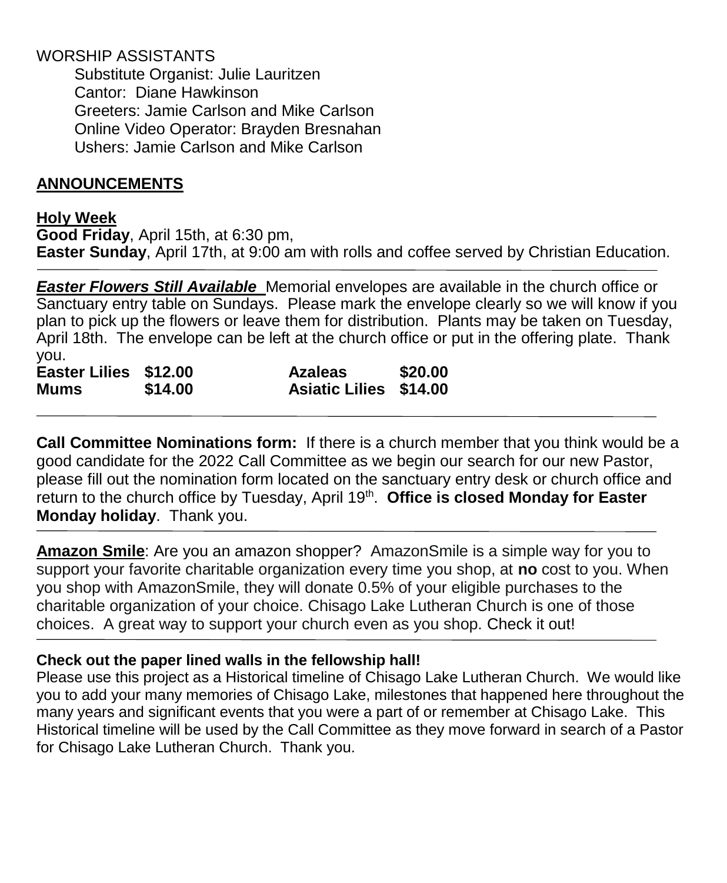WORSHIP ASSISTANTS

Substitute Organist: Julie Lauritzen
Cantor: Diane Hawkinson
Greeters: Jamie Carlson and Mike Carlson
Online Video Operator: Brayden Bresnahan
Ushers: Jamie Carlson and Mike Carlson

## ANNOUNCEMENTS

**Holy Week**
**Good Friday**, April 15th, at 6:30 pm,
**Easter Sunday**, April 17th, at 9:00 am with rolls and coffee served by Christian Education.

---

***Easter Flowers Still Available*** Memorial envelopes are available in the church office or Sanctuary entry table on Sundays. Please mark the envelope clearly so we will know if you plan to pick up the flowers or leave them for distribution. Plants may be taken on Tuesday, April 18th. The envelope can be left at the church office or put in the offering plate. Thank you.

| | | | |
|---|---|---|---|
| **Easter Lilies** | **\$12.00** | **Azaleas** | **\$20.00** |
| **Mums** | **\$14.00** | **Asiatic Lilies** | **\$14.00** |

---

**Call Committee Nominations form:** If there is a church member that you think would be a good candidate for the 2022 Call Committee as we begin our search for our new Pastor, please fill out the nomination form located on the sanctuary entry desk or church office and return to the church office by Tuesday, April 19th. **Office is closed Monday for Easter Monday holiday**. Thank you.

---

**Amazon Smile**: Are you an amazon shopper? AmazonSmile is a simple way for you to support your favorite charitable organization every time you shop, at **no** cost to you. When you shop with AmazonSmile, they will donate 0.5% of your eligible purchases to the charitable organization of your choice. Chisago Lake Lutheran Church is one of those choices. A great way to support your church even as you shop. Check it out!

---

**Check out the paper lined walls in the fellowship hall!**
Please use this project as a Historical timeline of Chisago Lake Lutheran Church. We would like you to add your many memories of Chisago Lake, milestones that happened here throughout the many years and significant events that you were a part of or remember at Chisago Lake. This Historical timeline will be used by the Call Committee as they move forward in search of a Pastor for Chisago Lake Lutheran Church. Thank you.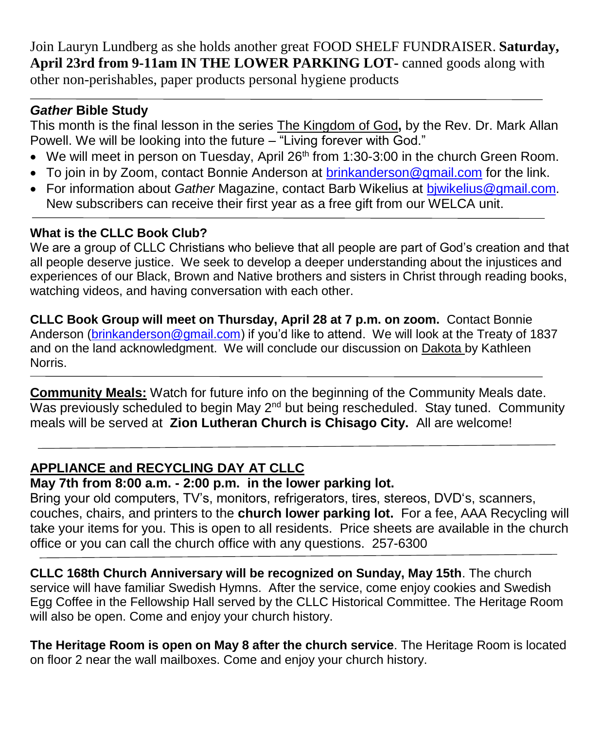Join Lauryn Lundberg as she holds another great FOOD SHELF FUNDRAISER. **Saturday, April 23rd from 9-11am IN THE LOWER PARKING LOT**- canned goods along with other non-perishables, paper products personal hygiene products

---

### *Gather* Bible Study

This month is the final lesson in the series The Kingdom of God**,** by the Rev. Dr. Mark Allan Powell. We will be looking into the future – "Living forever with God."

- We will meet in person on Tuesday, April 26th from 1:30-3:00 in the church Green Room.
- To join in by Zoom, contact Bonnie Anderson at brinkanderson@gmail.com for the link.
- For information about *Gather* Magazine, contact Barb Wikelius at bjwikelius@gmail.com. New subscribers can receive their first year as a free gift from our WELCA unit.

---

### What is the CLLC Book Club?

We are a group of CLLC Christians who believe that all people are part of God's creation and that all people deserve justice. We seek to develop a deeper understanding about the injustices and experiences of our Black, Brown and Native brothers and sisters in Christ through reading books, watching videos, and having conversation with each other.

**CLLC Book Group will meet on Thursday, April 28 at 7 p.m. on zoom.** Contact Bonnie Anderson (brinkanderson@gmail.com) if you'd like to attend. We will look at the Treaty of 1837 and on the land acknowledgment. We will conclude our discussion on Dakota by Kathleen Norris.

---

**Community Meals:** Watch for future info on the beginning of the Community Meals date. Was previously scheduled to begin May 2nd but being rescheduled. Stay tuned. Community meals will be served at **Zion Lutheran Church is Chisago City.** All are welcome!

---

### APPLIANCE and RECYCLING DAY AT CLLC

**May 7th from 8:00 a.m. - 2:00 p.m. in the lower parking lot.**

Bring your old computers, TV's, monitors, refrigerators, tires, stereos, DVD's, scanners, couches, chairs, and printers to the **church lower parking lot.** For a fee, AAA Recycling will take your items for you. This is open to all residents. Price sheets are available in the church office or you can call the church office with any questions. 257-6300

---

**CLLC 168th Church Anniversary will be recognized on Sunday, May 15th**. The church service will have familiar Swedish Hymns. After the service, come enjoy cookies and Swedish Egg Coffee in the Fellowship Hall served by the CLLC Historical Committee. The Heritage Room will also be open. Come and enjoy your church history.

**The Heritage Room is open on May 8 after the church service**. The Heritage Room is located on floor 2 near the wall mailboxes. Come and enjoy your church history.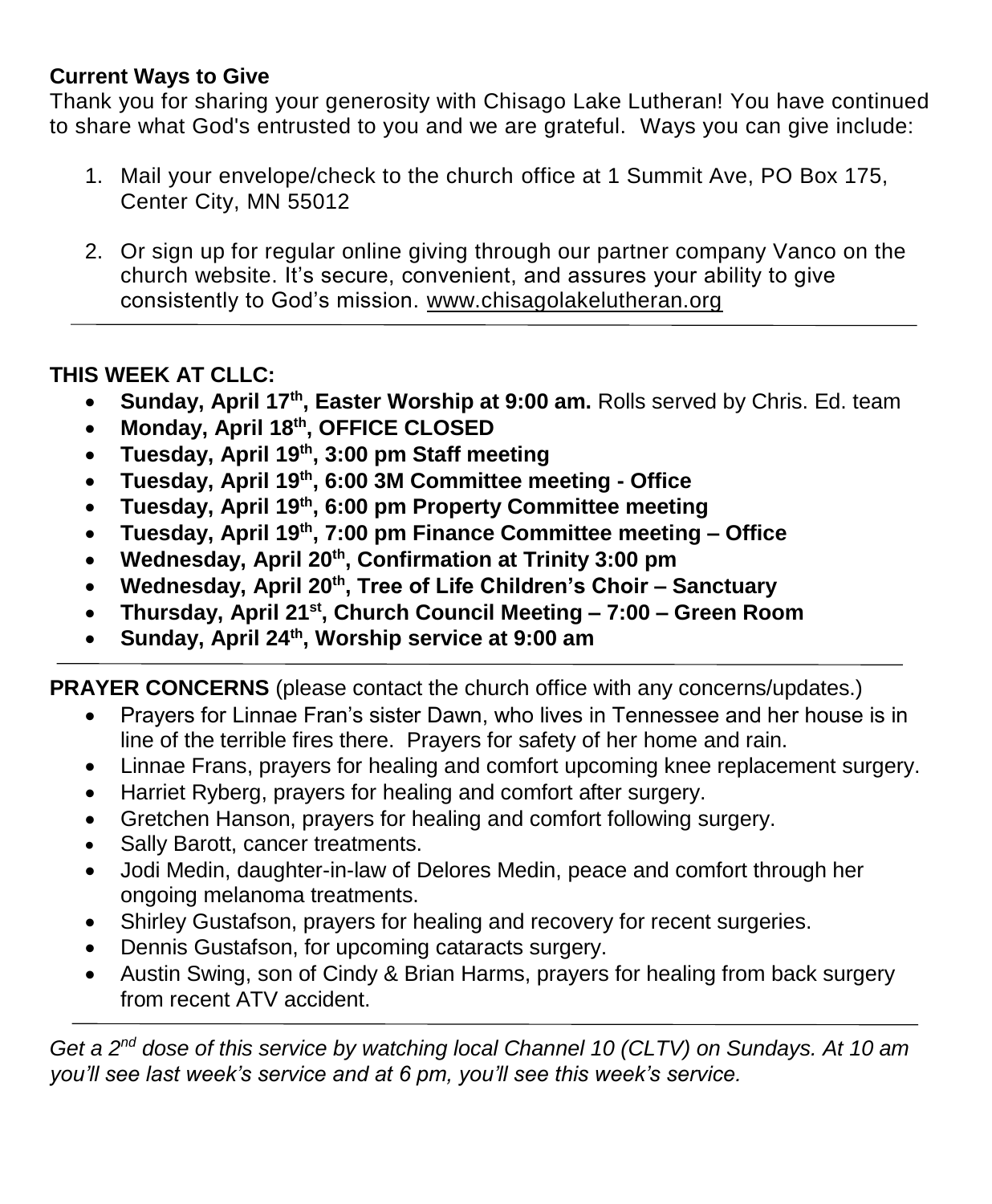**Current Ways to Give**

Thank you for sharing your generosity with Chisago Lake Lutheran! You have continued to share what God's entrusted to you and we are grateful. Ways you can give include:

1. Mail your envelope/check to the church office at 1 Summit Ave, PO Box 175, Center City, MN 55012

2. Or sign up for regular online giving through our partner company Vanco on the church website. It's secure, convenient, and assures your ability to give consistently to God's mission. www.chisagolakelutheran.org

---

**THIS WEEK AT CLLC:**

- **Sunday, April 17th, Easter Worship at 9:00 am.** Rolls served by Chris. Ed. team
- **Monday, April 18th, OFFICE CLOSED**
- **Tuesday, April 19th, 3:00 pm Staff meeting**
- **Tuesday, April 19th, 6:00 3M Committee meeting - Office**
- **Tuesday, April 19th, 6:00 pm Property Committee meeting**
- **Tuesday, April 19th, 7:00 pm Finance Committee meeting – Office**
- **Wednesday, April 20th, Confirmation at Trinity 3:00 pm**
- **Wednesday, April 20th, Tree of Life Children's Choir – Sanctuary**
- **Thursday, April 21st, Church Council Meeting – 7:00 – Green Room**
- **Sunday, April 24th, Worship service at 9:00 am**

---

**PRAYER CONCERNS** (please contact the church office with any concerns/updates.)

- Prayers for Linnae Fran's sister Dawn, who lives in Tennessee and her house is in line of the terrible fires there. Prayers for safety of her home and rain.
- Linnae Frans, prayers for healing and comfort upcoming knee replacement surgery.
- Harriet Ryberg, prayers for healing and comfort after surgery.
- Gretchen Hanson, prayers for healing and comfort following surgery.
- Sally Barott, cancer treatments.
- Jodi Medin, daughter-in-law of Delores Medin, peace and comfort through her ongoing melanoma treatments.
- Shirley Gustafson, prayers for healing and recovery for recent surgeries.
- Dennis Gustafson, for upcoming cataracts surgery.
- Austin Swing, son of Cindy & Brian Harms, prayers for healing from back surgery from recent ATV accident.

---

*Get a 2nd dose of this service by watching local Channel 10 (CLTV) on Sundays. At 10 am you'll see last week's service and at 6 pm, you'll see this week's service.*